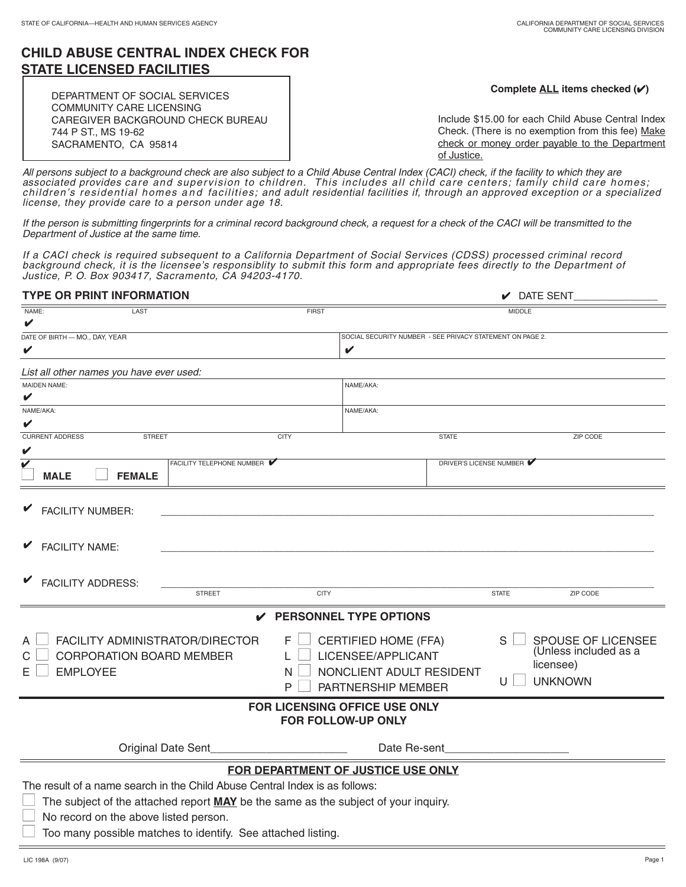STATE OF CALIFORNIA—HEALTH AND HUMAN SERVICES AGENCY

CALIFORNIA DEPARTMENT OF SOCIAL SERVICES
COMMUNITY CARE LICENSING DIVISION

# CHILD ABUSE CENTRAL INDEX CHECK FOR STATE LICENSED FACILITIES

DEPARTMENT OF SOCIAL SERVICES
COMMUNITY CARE LICENSING
CAREGIVER BACKGROUND CHECK BUREAU
744 P ST., MS 19-62
SACRAMENTO, CA 95814

**Complete ALL items checked (✔)**

Include $15.00 for each Child Abuse Central Index Check. (There is no exemption from this fee) Make check or money order payable to the Department of Justice.

*All persons subject to a background check are also subject to a Child Abuse Central Index (CACI) check, if the facility to which they are associated provides care and supervision to children. This includes all child care centers; family child care homes; children's residential homes and facilities; and adult residential facilities if, through an approved exception or a specialized license, they provide care to a person under age 18.*

*If the person is submitting fingerprints for a criminal record background check, a request for a check of the CACI will be transmitted to the Department of Justice at the same time.*

*If a CACI check is required subsequent to a California Department of Social Services (CDSS) processed criminal record background check, it is the licensee's responsiblity to submit this form and appropriate fees directly to the Department of Justice, P. O. Box 903417, Sacramento, CA 94203-4170.*

**TYPE OR PRINT INFORMATION** ✔ DATE SENT______________

| NAME: LAST | FIRST | MIDDLE |
|---|---|---|
| ✔ | | |

| DATE OF BIRTH — MO., DAY, YEAR | SOCIAL SECURITY NUMBER - SEE PRIVACY STATEMENT ON PAGE 2. |
|---|---|
| ✔ | ✔ |

*List all other names you have ever used:*

| MAIDEN NAME: | NAME/AKA: |
|---|---|
| ✔ | |
| **NAME/AKA:** | **NAME/AKA:** |
| ✔ | |

| CURRENT ADDRESS STREET | CITY | STATE | ZIP CODE |
|---|---|---|---|
| ✔ | | | |

| ✔ ☐ MALE ☐ FEMALE | FACILITY TELEPHONE NUMBER ✔ | DRIVER'S LICENSE NUMBER ✔ |
|---|---|---|

✔ FACILITY NUMBER: ______________________________________________

✔ FACILITY NAME: ______________________________________________

✔ FACILITY ADDRESS: ______________________________________________
STREET CITY STATE ZIP CODE

## ✔ PERSONNEL TYPE OPTIONS

- A ☐ FACILITY ADMINISTRATOR/DIRECTOR
- C ☐ CORPORATION BOARD MEMBER
- E ☐ EMPLOYEE
- F ☐ CERTIFIED HOME (FFA)
- L ☐ LICENSEE/APPLICANT
- N ☐ NONCLIENT ADULT RESIDENT
- P ☐ PARTNERSHIP MEMBER
- S ☐ SPOUSE OF LICENSEE (Unless included as a licensee)
- U ☐ UNKNOWN

**FOR LICENSING OFFICE USE ONLY**
**FOR FOLLOW-UP ONLY**

Original Date Sent______________________ Date Re-sent____________________

**FOR DEPARTMENT OF JUSTICE USE ONLY**

The result of a name search in the Child Abuse Central Index is as follows:

- ☐ The subject of the attached report **MAY** be the same as the subject of your inquiry.
- ☐ No record on the above listed person.
- ☐ Too many possible matches to identify. See attached listing.

LIC 198A (9/07)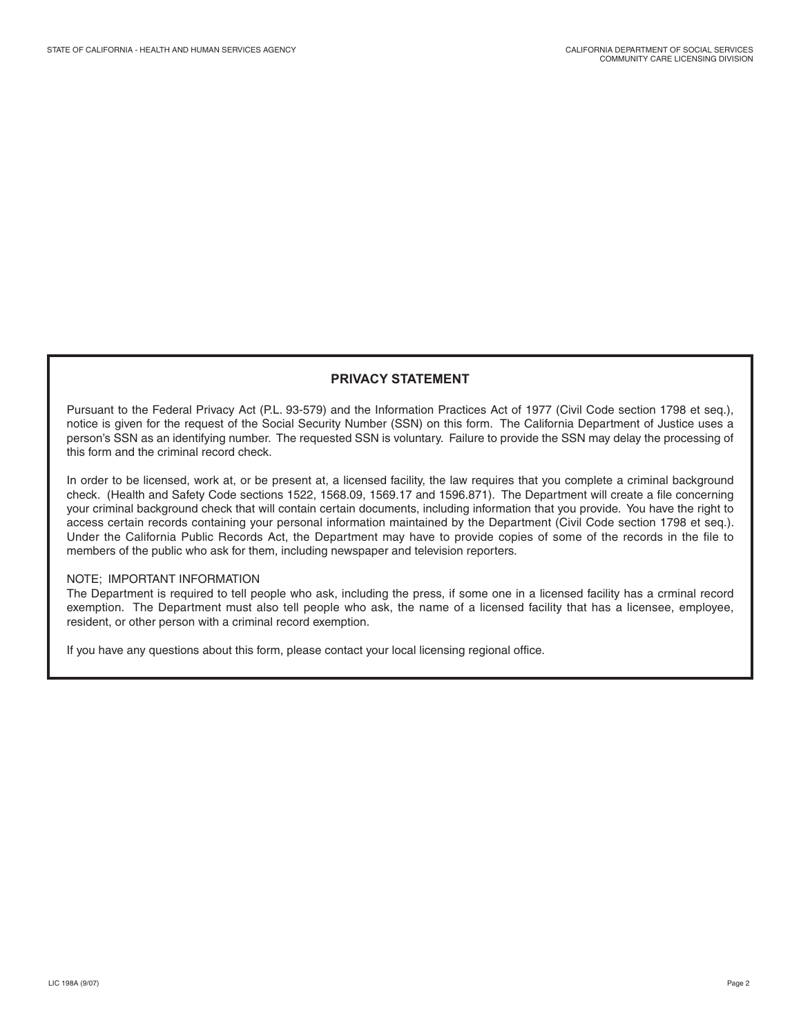## PRIVACY STATEMENT

Pursuant to the Federal Privacy Act (P.L. 93-579) and the Information Practices Act of 1977 (Civil Code section 1798 et seq.), notice is given for the request of the Social Security Number (SSN) on this form. The California Department of Justice uses a person's SSN as an identifying number. The requested SSN is voluntary. Failure to provide the SSN may delay the processing of this form and the criminal record check.

In order to be licensed, work at, or be present at, a licensed facility, the law requires that you complete a criminal background check. (Health and Safety Code sections 1522, 1568.09, 1569.17 and 1596.871). The Department will create a file concerning your criminal background check that will contain certain documents, including information that you provide. You have the right to access certain records containing your personal information maintained by the Department (Civil Code section 1798 et seq.). Under the California Public Records Act, the Department may have to provide copies of some of the records in the file to members of the public who ask for them, including newspaper and television reporters.

NOTE; IMPORTANT INFORMATION
The Department is required to tell people who ask, including the press, if some one in a licensed facility has a crminal record exemption. The Department must also tell people who ask, the name of a licensed facility that has a licensee, employee, resident, or other person with a criminal record exemption.

If you have any questions about this form, please contact your local licensing regional office.